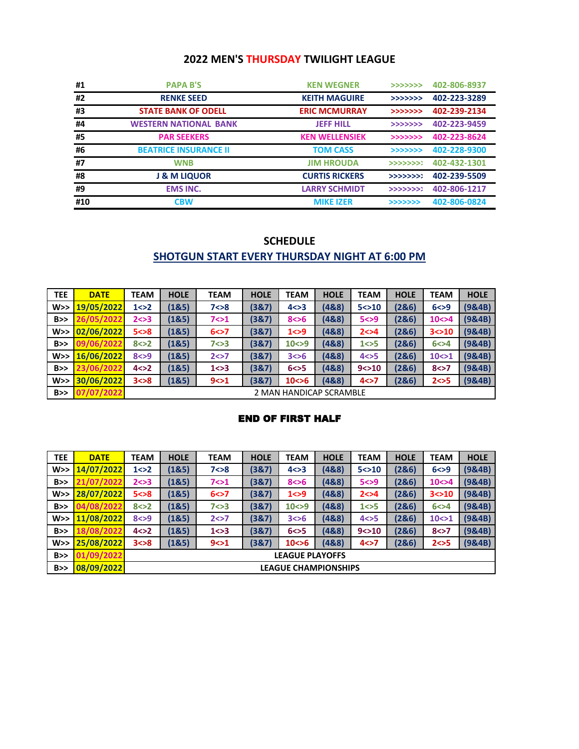## 2022 MEN'S THURSDAY TWILIGHT LEAGUE

| | | | | |
|---|---|---|---|---|
| #1 | PAPA B'S | KEN WEGNER | >>>>>>> | 402-806-8937 |
| #2 | RENKE SEED | KEITH MAGUIRE | >>>>>>> | 402-223-3289 |
| #3 | STATE BANK OF ODELL | ERIC MCMURRAY | >>>>>>> | 402-239-2134 |
| #4 | WESTERN NATIONAL BANK | JEFF HILL | >>>>>>> | 402-223-9459 |
| #5 | PAR SEEKERS | KEN WELLENSIEK | >>>>>>> | 402-223-8624 |
| #6 | BEATRICE INSURANCE II | TOM CASS | >>>>>>> | 402-228-9300 |
| #7 | WNB | JIM HROUDA | >>>>>>>> | 402-432-1301 |
| #8 | J & M LIQUOR | CURTIS RICKERS | >>>>>>>> | 402-239-5509 |
| #9 | EMS INC. | LARRY SCHMIDT | >>>>>>>> | 402-806-1217 |
| #10 | CBW | MIKE IZER | >>>>>>> | 402-806-0824 |

## SCHEDULE

### SHOTGUN START EVERY THURSDAY NIGHT AT 6:00 PM

| TEE | DATE | TEAM | HOLE | TEAM | HOLE | TEAM | HOLE | TEAM | HOLE | TEAM | HOLE |
|---|---|---|---|---|---|---|---|---|---|---|---|
| W>> | 19/05/2022 | 1<>2 | (1&5) | 7<>8 | (3&7) | 4<>3 | (4&8) | 5<>10 | (2&6) | 6<>9 | (9&4B) |
| B>> | 26/05/2022 | 2<>3 | (1&5) | 7<>1 | (3&7) | 8<>6 | (4&8) | 5<>9 | (2&6) | 10<>4 | (9&4B) |
| W>> | 02/06/2022 | 5<>8 | (1&5) | 6<>7 | (3&7) | 1<>9 | (4&8) | 2<>4 | (2&6) | 3<>10 | (9&4B) |
| B>> | 09/06/2022 | 8<>2 | (1&5) | 7<>3 | (3&7) | 10<>9 | (4&8) | 1<>5 | (2&6) | 6<>4 | (9&4B) |
| W>> | 16/06/2022 | 8<>9 | (1&5) | 2<>7 | (3&7) | 3<>6 | (4&8) | 4<>5 | (2&6) | 10<>1 | (9&4B) |
| B>> | 23/06/2022 | 4<>2 | (1&5) | 1<>3 | (3&7) | 6<>5 | (4&8) | 9<>10 | (2&6) | 8<>7 | (9&4B) |
| W>> | 30/06/2022 | 3<>8 | (1&5) | 9<>1 | (3&7) | 10<>6 | (4&8) | 4<>7 | (2&6) | 2<>5 | (9&4B) |
| B>> | 07/07/2022 | 2 MAN HANDICAP SCRAMBLE | | | | | | | | | |

**END OF FIRST HALF**

| TEE | DATE | TEAM | HOLE | TEAM | HOLE | TEAM | HOLE | TEAM | HOLE | TEAM | HOLE |
|---|---|---|---|---|---|---|---|---|---|---|---|
| W>> | 14/07/2022 | 1<>2 | (1&5) | 7<>8 | (3&7) | 4<>3 | (4&8) | 5<>10 | (2&6) | 6<>9 | (9&4B) |
| B>> | 21/07/2022 | 2<>3 | (1&5) | 7<>1 | (3&7) | 8<>6 | (4&8) | 5<>9 | (2&6) | 10<>4 | (9&4B) |
| W>> | 28/07/2022 | 5<>8 | (1&5) | 6<>7 | (3&7) | 1<>9 | (4&8) | 2<>4 | (2&6) | 3<>10 | (9&4B) |
| B>> | 04/08/2022 | 8<>2 | (1&5) | 7<>3 | (3&7) | 10<>9 | (4&8) | 1<>5 | (2&6) | 6<>4 | (9&4B) |
| W>> | 11/08/2022 | 8<>9 | (1&5) | 2<>7 | (3&7) | 3<>6 | (4&8) | 4<>5 | (2&6) | 10<>1 | (9&4B) |
| B>> | 18/08/2022 | 4<>2 | (1&5) | 1<>3 | (3&7) | 6<>5 | (4&8) | 9<>10 | (2&6) | 8<>7 | (9&4B) |
| W>> | 25/08/2022 | 3<>8 | (1&5) | 9<>1 | (3&7) | 10<>6 | (4&8) | 4<>7 | (2&6) | 2<>5 | (9&4B) |
| B>> | 01/09/2022 | LEAGUE PLAYOFFS | | | | | | | | | |
| B>> | 08/09/2022 | LEAGUE CHAMPIONSHIPS | | | | | | | | | |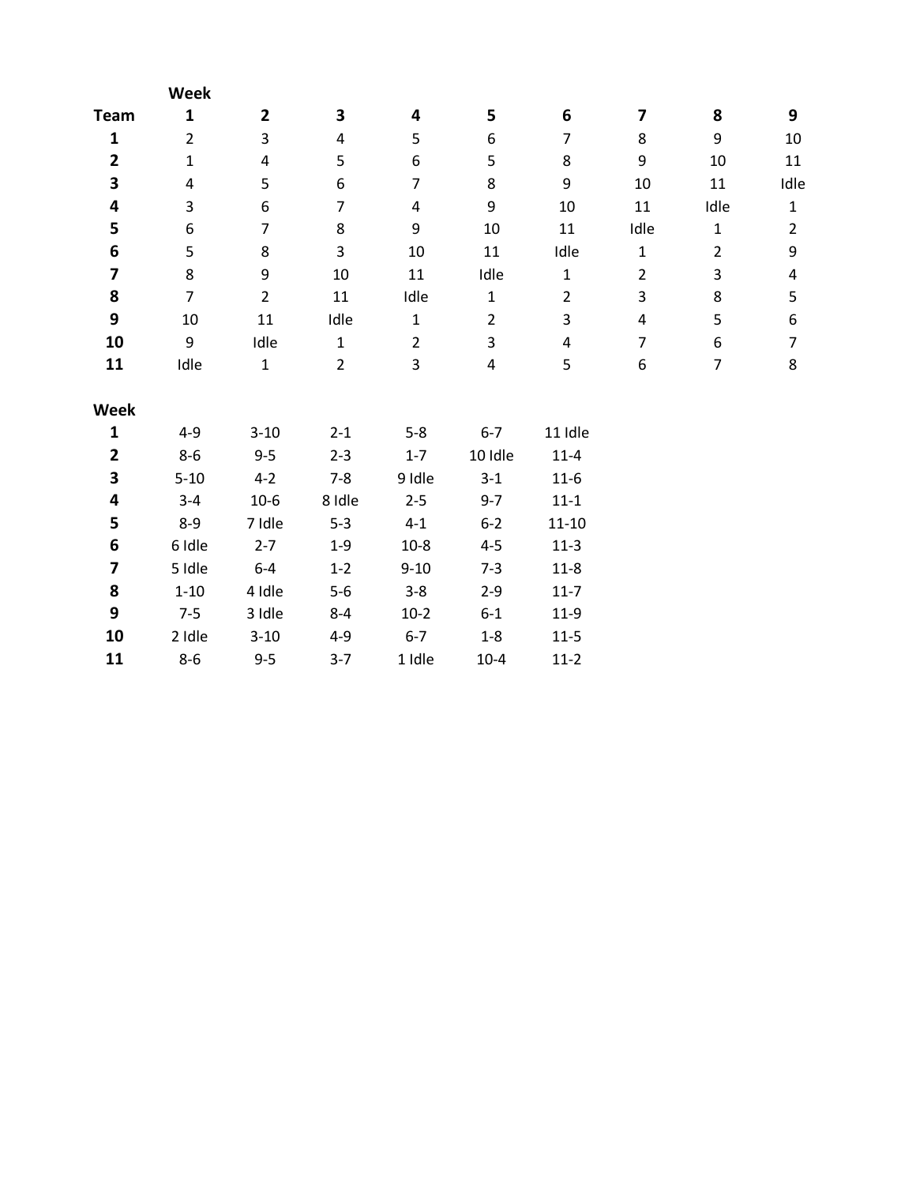| | Week | | | | | | | | |
|---|---|---|---|---|---|---|---|---|---|
| **Team** | **1** | **2** | **3** | **4** | **5** | **6** | **7** | **8** | **9** |
| **1** | 2 | 3 | 4 | 5 | 6 | 7 | 8 | 9 | 10 |
| **2** | 1 | 4 | 5 | 6 | 5 | 8 | 9 | 10 | 11 |
| **3** | 4 | 5 | 6 | 7 | 8 | 9 | 10 | 11 | Idle |
| **4** | 3 | 6 | 7 | 4 | 9 | 10 | 11 | Idle | 1 |
| **5** | 6 | 7 | 8 | 9 | 10 | 11 | Idle | 1 | 2 |
| **6** | 5 | 8 | 3 | 10 | 11 | Idle | 1 | 2 | 9 |
| **7** | 8 | 9 | 10 | 11 | Idle | 1 | 2 | 3 | 4 |
| **8** | 7 | 2 | 11 | Idle | 1 | 2 | 3 | 8 | 5 |
| **9** | 10 | 11 | Idle | 1 | 2 | 3 | 4 | 5 | 6 |
| **10** | 9 | Idle | 1 | 2 | 3 | 4 | 7 | 6 | 7 |
| **11** | Idle | 1 | 2 | 3 | 4 | 5 | 6 | 7 | 8 |

| **Week** | | | | | | |
|---|---|---|---|---|---|---|
| **1** | 4-9 | 3-10 | 2-1 | 5-8 | 6-7 | 11 Idle |
| **2** | 8-6 | 9-5 | 2-3 | 1-7 | 10 Idle | 11-4 |
| **3** | 5-10 | 4-2 | 7-8 | 9 Idle | 3-1 | 11-6 |
| **4** | 3-4 | 10-6 | 8 Idle | 2-5 | 9-7 | 11-1 |
| **5** | 8-9 | 7 Idle | 5-3 | 4-1 | 6-2 | 11-10 |
| **6** | 6 Idle | 2-7 | 1-9 | 10-8 | 4-5 | 11-3 |
| **7** | 5 Idle | 6-4 | 1-2 | 9-10 | 7-3 | 11-8 |
| **8** | 1-10 | 4 Idle | 5-6 | 3-8 | 2-9 | 11-7 |
| **9** | 7-5 | 3 Idle | 8-4 | 10-2 | 6-1 | 11-9 |
| **10** | 2 Idle | 3-10 | 4-9 | 6-7 | 1-8 | 11-5 |
| **11** | 8-6 | 9-5 | 3-7 | 1 Idle | 10-4 | 11-2 |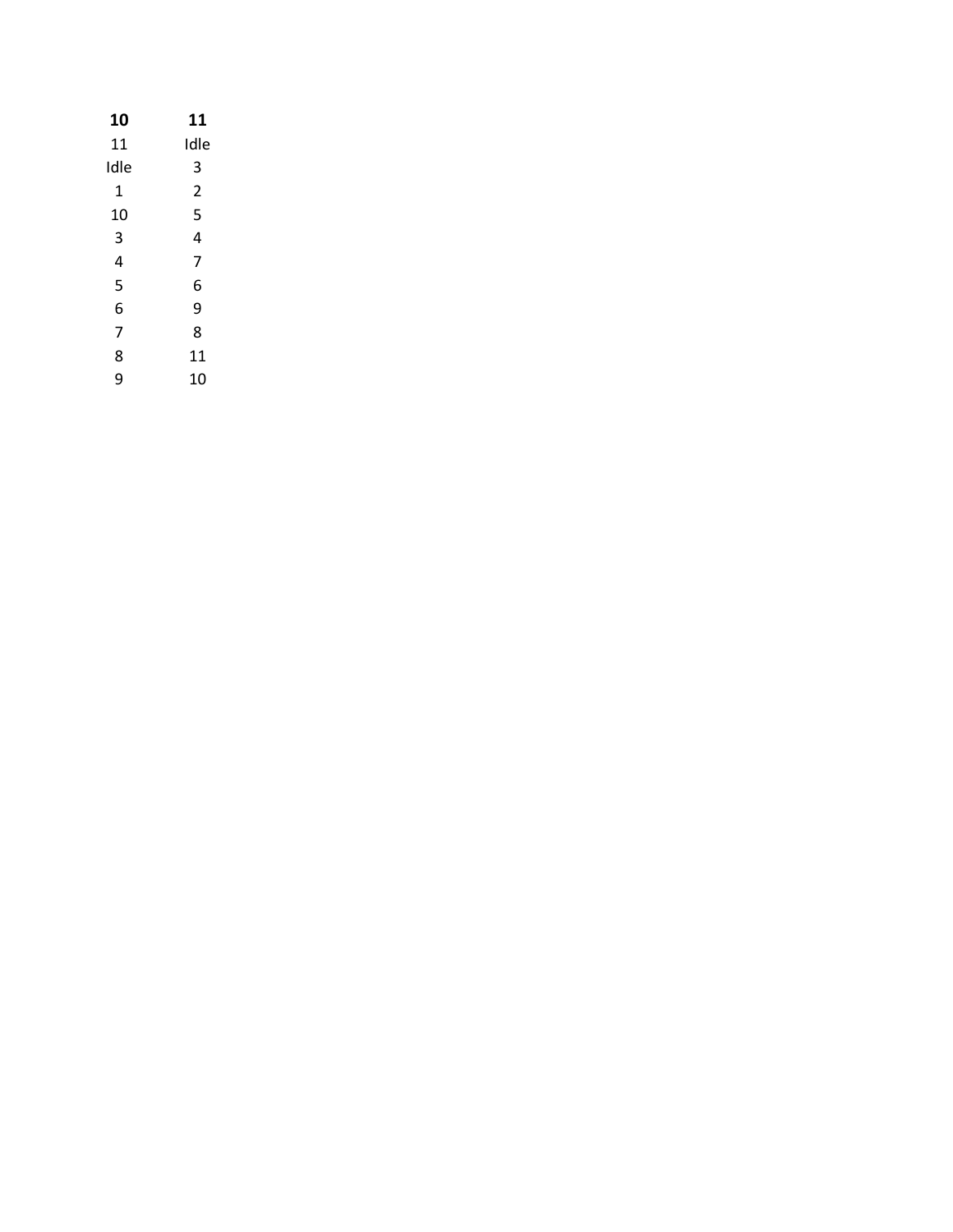| 10 | 11 |
| --- | --- |
| 11 | Idle |
| Idle | 3 |
| 1 | 2 |
| 10 | 5 |
| 3 | 4 |
| 4 | 7 |
| 5 | 6 |
| 6 | 9 |
| 7 | 8 |
| 8 | 11 |
| 9 | 10 |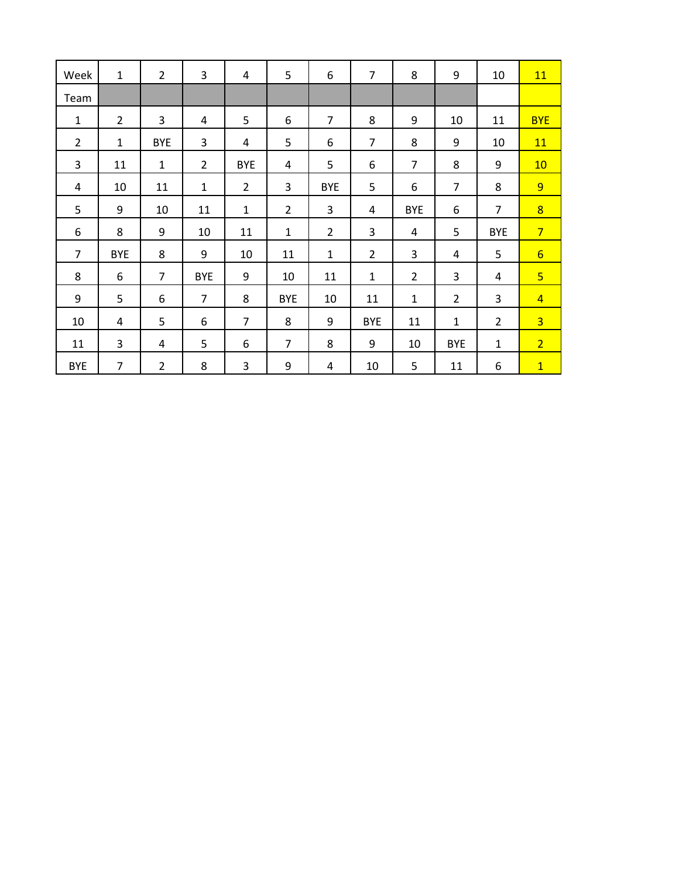| Week | 1 | 2 | 3 | 4 | 5 | 6 | 7 | 8 | 9 | 10 | 11 |
| --- | --- | --- | --- | --- | --- | --- | --- | --- | --- | --- | --- |
| Team | | | | | | | | | | | |
| 1 | 2 | 3 | 4 | 5 | 6 | 7 | 8 | 9 | 10 | 11 | BYE |
| 2 | 1 | BYE | 3 | 4 | 5 | 6 | 7 | 8 | 9 | 10 | 11 |
| 3 | 11 | 1 | 2 | BYE | 4 | 5 | 6 | 7 | 8 | 9 | 10 |
| 4 | 10 | 11 | 1 | 2 | 3 | BYE | 5 | 6 | 7 | 8 | 9 |
| 5 | 9 | 10 | 11 | 1 | 2 | 3 | 4 | BYE | 6 | 7 | 8 |
| 6 | 8 | 9 | 10 | 11 | 1 | 2 | 3 | 4 | 5 | BYE | 7 |
| 7 | BYE | 8 | 9 | 10 | 11 | 1 | 2 | 3 | 4 | 5 | 6 |
| 8 | 6 | 7 | BYE | 9 | 10 | 11 | 1 | 2 | 3 | 4 | 5 |
| 9 | 5 | 6 | 7 | 8 | BYE | 10 | 11 | 1 | 2 | 3 | 4 |
| 10 | 4 | 5 | 6 | 7 | 8 | 9 | BYE | 11 | 1 | 2 | 3 |
| 11 | 3 | 4 | 5 | 6 | 7 | 8 | 9 | 10 | BYE | 1 | 2 |
| BYE | 7 | 2 | 8 | 3 | 9 | 4 | 10 | 5 | 11 | 6 | 1 |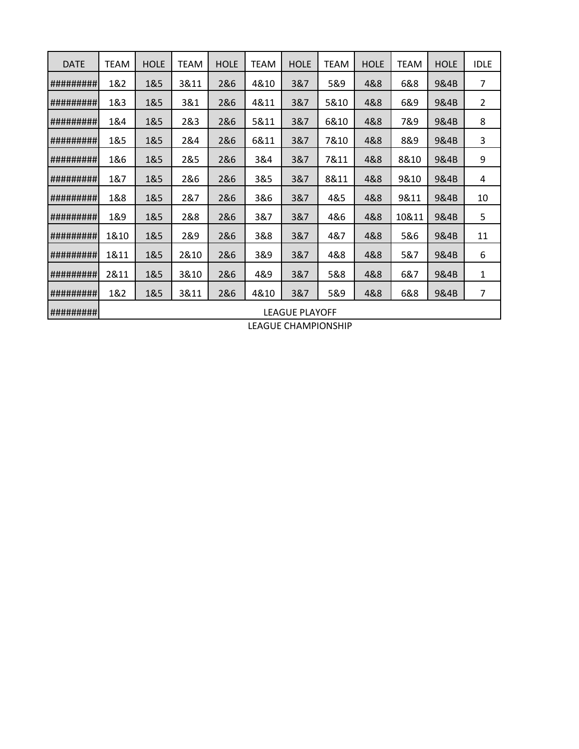| DATE | TEAM | HOLE | TEAM | HOLE | TEAM | HOLE | TEAM | HOLE | TEAM | HOLE | IDLE |
|---|---|---|---|---|---|---|---|---|---|---|---|
| ######### | 1&2 | 1&5 | 3&11 | 2&6 | 4&10 | 3&7 | 5&9 | 4&8 | 6&8 | 9&4B | 7 |
| ######### | 1&3 | 1&5 | 3&1 | 2&6 | 4&11 | 3&7 | 5&10 | 4&8 | 6&9 | 9&4B | 2 |
| ######### | 1&4 | 1&5 | 2&3 | 2&6 | 5&11 | 3&7 | 6&10 | 4&8 | 7&9 | 9&4B | 8 |
| ######### | 1&5 | 1&5 | 2&4 | 2&6 | 6&11 | 3&7 | 7&10 | 4&8 | 8&9 | 9&4B | 3 |
| ######### | 1&6 | 1&5 | 2&5 | 2&6 | 3&4 | 3&7 | 7&11 | 4&8 | 8&10 | 9&4B | 9 |
| ######### | 1&7 | 1&5 | 2&6 | 2&6 | 3&5 | 3&7 | 8&11 | 4&8 | 9&10 | 9&4B | 4 |
| ######### | 1&8 | 1&5 | 2&7 | 2&6 | 3&6 | 3&7 | 4&5 | 4&8 | 9&11 | 9&4B | 10 |
| ######### | 1&9 | 1&5 | 2&8 | 2&6 | 3&7 | 3&7 | 4&6 | 4&8 | 10&11 | 9&4B | 5 |
| ######### | 1&10 | 1&5 | 2&9 | 2&6 | 3&8 | 3&7 | 4&7 | 4&8 | 5&6 | 9&4B | 11 |
| ######### | 1&11 | 1&5 | 2&10 | 2&6 | 3&9 | 3&7 | 4&8 | 4&8 | 5&7 | 9&4B | 6 |
| ######### | 2&11 | 1&5 | 3&10 | 2&6 | 4&9 | 3&7 | 5&8 | 4&8 | 6&7 | 9&4B | 1 |
| ######### | 1&2 | 1&5 | 3&11 | 2&6 | 4&10 | 3&7 | 5&9 | 4&8 | 6&8 | 9&4B | 7 |
| ######### | LEAGUE PLAYOFF | | | | | | | | | | |

LEAGUE CHAMPIONSHIP